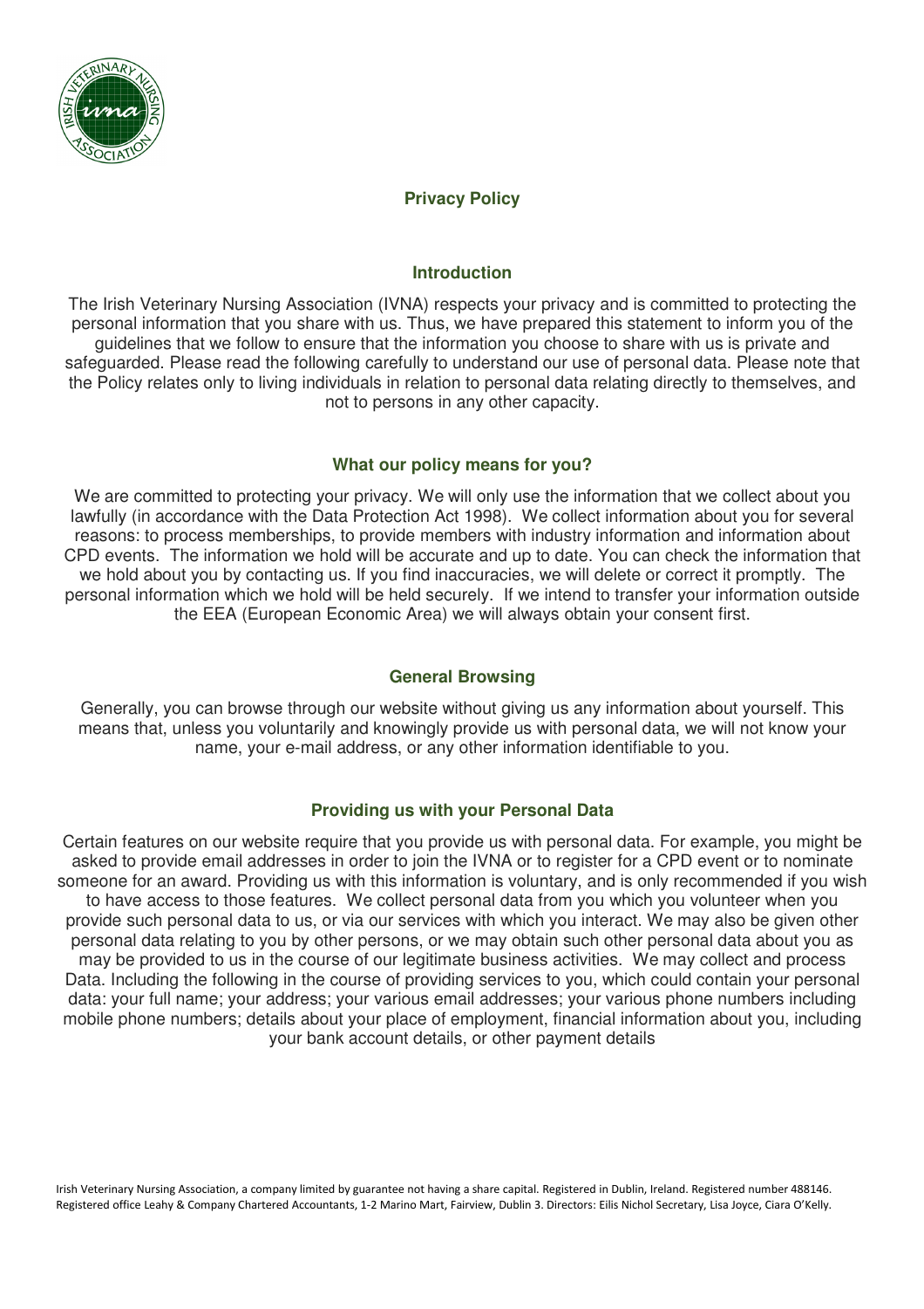## Privacy Policy

### Introduction

The Irish Veterinary Nursing Association (IVNA) respects your privacy and is committed to protecting the personal information that you share with us. Thus, we have prepared this statement to inform you of the guidelines that we follow to ensure that the information you choose to share with us is private and safeguarded. Please read the following carefully to understand our use of personal data. Please note that the Policy relates only to living individuals in relation to personal data relating directly to themselves, and not to persons in any other capacity.

### What our policy means for you?

We are committed to protecting your privacy. We will only use the information that we collect about you lawfully (in accordance with the Data Protection Act 1998). We collect information about you for several reasons: to process memberships, to provide members with industry information and information about CPD events. The information we hold will be accurate and up to date. You can check the information that we hold about you by contacting us. If you find inaccuracies, we will delete or correct it promptly. The personal information which we hold will be held securely. If we intend to transfer your information outside the EEA (European Economic Area) we will always obtain your consent first.

### General Browsing

Generally, you can browse through our website without giving us any information about yourself. This means that, unless you voluntarily and knowingly provide us with personal data, we will not know your name, your e-mail address, or any other information identifiable to you.

### Providing us with your Personal Data

Certain features on our website require that you provide us with personal data. For example, you might be asked to provide email addresses in order to join the IVNA or to register for a CPD event or to nominate someone for an award. Providing us with this information is voluntary, and is only recommended if you wish to have access to those features. We collect personal data from you which you volunteer when you provide such personal data to us, or via our services with which you interact. We may also be given other personal data relating to you by other persons, or we may obtain such other personal data about you as may be provided to us in the course of our legitimate business activities. We may collect and process Data. Including the following in the course of providing services to you, which could contain your personal data: your full name; your address; your various email addresses; your various phone numbers including mobile phone numbers; details about your place of employment, financial information about you, including your bank account details, or other payment details

Irish Veterinary Nursing Association, a company limited by guarantee not having a share capital. Registered in Dublin, Ireland. Registered number 488146. Registered office Leahy & Company Chartered Accountants, 1-2 Marino Mart, Fairview, Dublin 3. Directors: Eilis Nichol Secretary, Lisa Joyce, Ciara O'Kelly.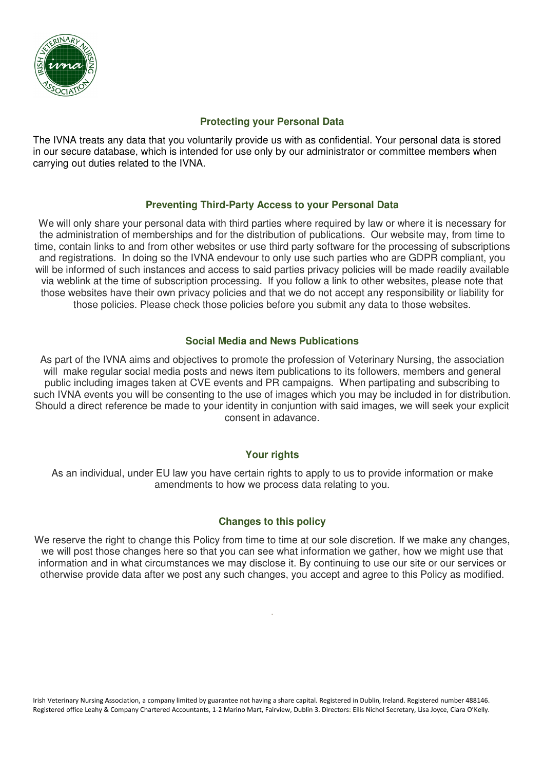## Protecting your Personal Data

The IVNA treats any data that you voluntarily provide us with as confidential. Your personal data is stored in our secure database, which is intended for use only by our administrator or committee members when carrying out duties related to the IVNA.

## Preventing Third-Party Access to your Personal Data

We will only share your personal data with third parties where required by law or where it is necessary for the administration of memberships and for the distribution of publications. Our website may, from time to time, contain links to and from other websites or use third party software for the processing of subscriptions and registrations. In doing so the IVNA endevour to only use such parties who are GDPR compliant, you will be informed of such instances and access to said parties privacy policies will be made readily available via weblink at the time of subscription processing. If you follow a link to other websites, please note that those websites have their own privacy policies and that we do not accept any responsibility or liability for those policies. Please check those policies before you submit any data to those websites.

## Social Media and News Publications

As part of the IVNA aims and objectives to promote the profession of Veterinary Nursing, the association will make regular social media posts and news item publications to its followers, members and general public including images taken at CVE events and PR campaigns. When partipating and subscribing to such IVNA events you will be consenting to the use of images which you may be included in for distribution. Should a direct reference be made to your identity in conjuntion with said images, we will seek your explicit consent in adavance.

## Your rights

As an individual, under EU law you have certain rights to apply to us to provide information or make amendments to how we process data relating to you.

## Changes to this policy

We reserve the right to change this Policy from time to time at our sole discretion. If we make any changes, we will post those changes here so that you can see what information we gather, how we might use that information and in what circumstances we may disclose it. By continuing to use our site or our services or otherwise provide data after we post any such changes, you accept and agree to this Policy as modified.

Irish Veterinary Nursing Association, a company limited by guarantee not having a share capital. Registered in Dublin, Ireland. Registered number 488146. Registered office Leahy & Company Chartered Accountants, 1-2 Marino Mart, Fairview, Dublin 3. Directors: Eilis Nichol Secretary, Lisa Joyce, Ciara O'Kelly.